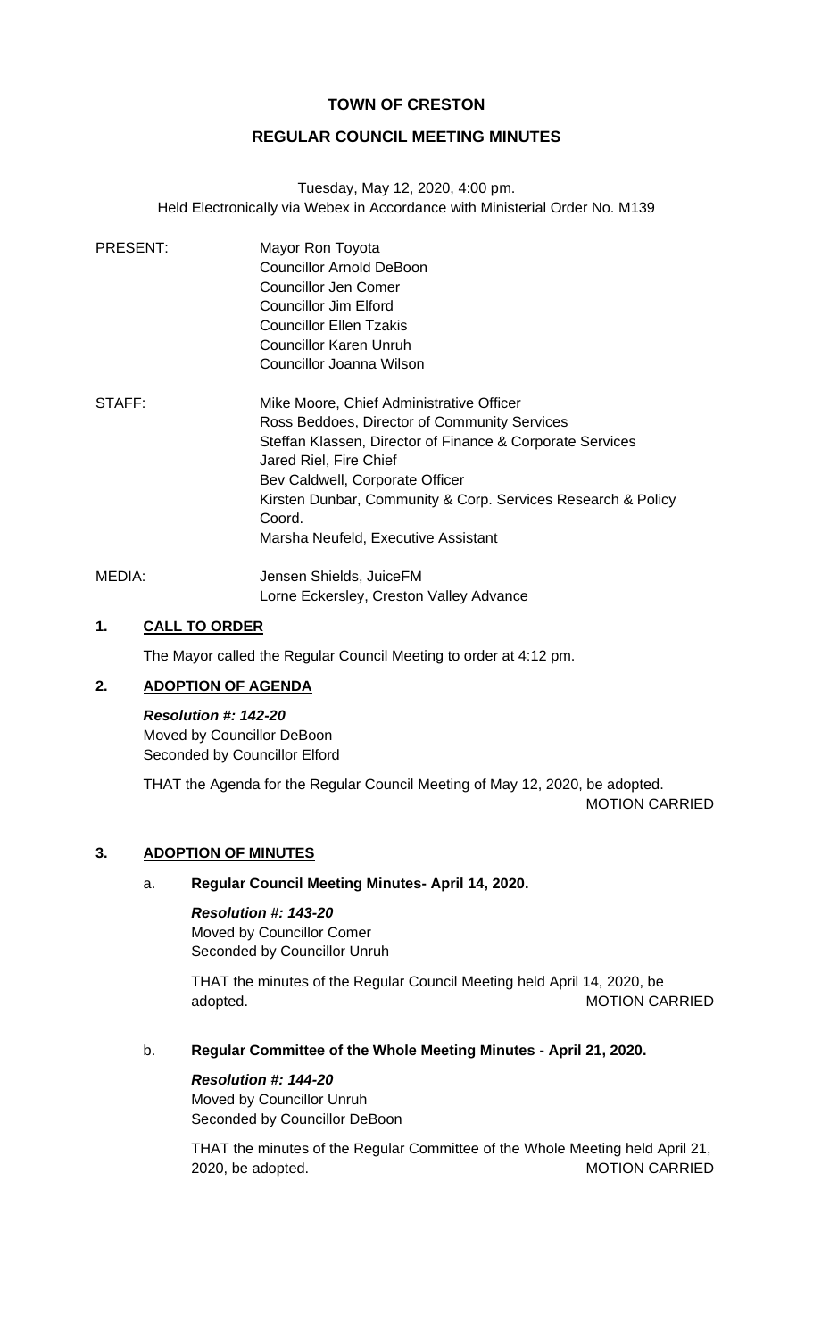# TOWN OF CRESTON

## REGULAR COUNCIL MEETING MINUTES

Tuesday, May 12, 2020, 4:00 pm.
Held Electronically via Webex in Accordance with Ministerial Order No. M139

PRESENT:
Mayor Ron Toyota
Councillor Arnold DeBoon
Councillor Jen Comer
Councillor Jim Elford
Councillor Ellen Tzakis
Councillor Karen Unruh
Councillor Joanna Wilson

STAFF:
Mike Moore, Chief Administrative Officer
Ross Beddoes, Director of Community Services
Steffan Klassen, Director of Finance & Corporate Services
Jared Riel, Fire Chief
Bev Caldwell, Corporate Officer
Kirsten Dunbar, Community & Corp. Services Research & Policy Coord.
Marsha Neufeld, Executive Assistant

MEDIA:
Jensen Shields, JuiceFM
Lorne Eckersley, Creston Valley Advance

### 1. CALL TO ORDER

The Mayor called the Regular Council Meeting to order at 4:12 pm.

### 2. ADOPTION OF AGENDA

***Resolution #: 142-20***
Moved by Councillor DeBoon
Seconded by Councillor Elford

THAT the Agenda for the Regular Council Meeting of May 12, 2020, be adopted.
MOTION CARRIED

### 3. ADOPTION OF MINUTES

a. **Regular Council Meeting Minutes- April 14, 2020.**

***Resolution #: 143-20***
Moved by Councillor Comer
Seconded by Councillor Unruh

THAT the minutes of the Regular Council Meeting held April 14, 2020, be adopted.
MOTION CARRIED

b. **Regular Committee of the Whole Meeting Minutes - April 21, 2020.**

***Resolution #: 144-20***
Moved by Councillor Unruh
Seconded by Councillor DeBoon

THAT the minutes of the Regular Committee of the Whole Meeting held April 21, 2020, be adopted.
MOTION CARRIED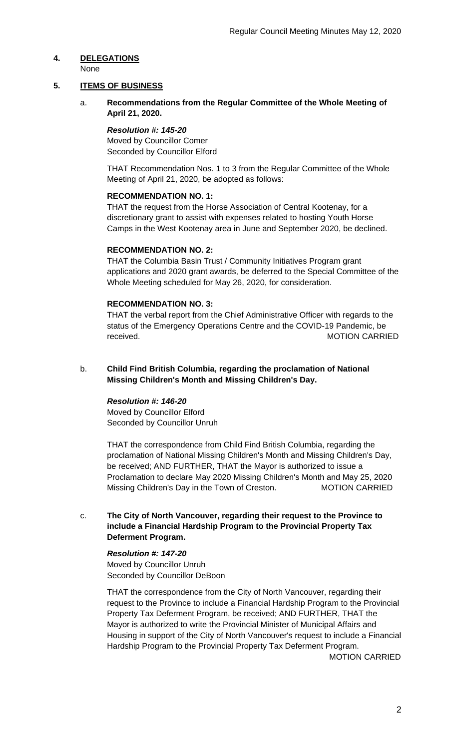## 4. DELEGATIONS

None

## 5. ITEMS OF BUSINESS

### a. Recommendations from the Regular Committee of the Whole Meeting of April 21, 2020.

***Resolution #: 145-20***
Moved by Councillor Comer
Seconded by Councillor Elford

THAT Recommendation Nos. 1 to 3 from the Regular Committee of the Whole Meeting of April 21, 2020, be adopted as follows:

**RECOMMENDATION NO. 1:**
THAT the request from the Horse Association of Central Kootenay, for a discretionary grant to assist with expenses related to hosting Youth Horse Camps in the West Kootenay area in June and September 2020, be declined.

**RECOMMENDATION NO. 2:**
THAT the Columbia Basin Trust / Community Initiatives Program grant applications and 2020 grant awards, be deferred to the Special Committee of the Whole Meeting scheduled for May 26, 2020, for consideration.

**RECOMMENDATION NO. 3:**
THAT the verbal report from the Chief Administrative Officer with regards to the status of the Emergency Operations Centre and the COVID-19 Pandemic, be received. MOTION CARRIED

### b. Child Find British Columbia, regarding the proclamation of National Missing Children's Month and Missing Children's Day.

***Resolution #: 146-20***
Moved by Councillor Elford
Seconded by Councillor Unruh

THAT the correspondence from Child Find British Columbia, regarding the proclamation of National Missing Children's Month and Missing Children's Day, be received; AND FURTHER, THAT the Mayor is authorized to issue a Proclamation to declare May 2020 Missing Children's Month and May 25, 2020 Missing Children's Day in the Town of Creston. MOTION CARRIED

### c. The City of North Vancouver, regarding their request to the Province to include a Financial Hardship Program to the Provincial Property Tax Deferment Program.

***Resolution #: 147-20***
Moved by Councillor Unruh
Seconded by Councillor DeBoon

THAT the correspondence from the City of North Vancouver, regarding their request to the Province to include a Financial Hardship Program to the Provincial Property Tax Deferment Program, be received; AND FURTHER, THAT the Mayor is authorized to write the Provincial Minister of Municipal Affairs and Housing in support of the City of North Vancouver's request to include a Financial Hardship Program to the Provincial Property Tax Deferment Program.
MOTION CARRIED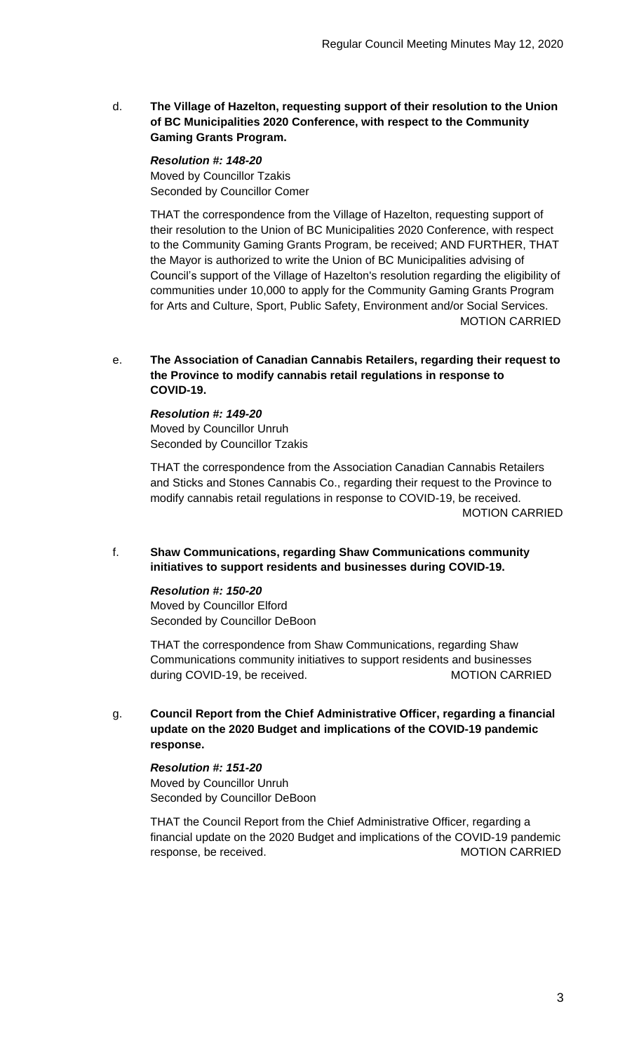d. **The Village of Hazelton, requesting support of their resolution to the Union of BC Municipalities 2020 Conference, with respect to the Community Gaming Grants Program.**

***Resolution #: 148-20***
Moved by Councillor Tzakis
Seconded by Councillor Comer

THAT the correspondence from the Village of Hazelton, requesting support of their resolution to the Union of BC Municipalities 2020 Conference, with respect to the Community Gaming Grants Program, be received; AND FURTHER, THAT the Mayor is authorized to write the Union of BC Municipalities advising of Council's support of the Village of Hazelton's resolution regarding the eligibility of communities under 10,000 to apply for the Community Gaming Grants Program for Arts and Culture, Sport, Public Safety, Environment and/or Social Services.
MOTION CARRIED

e. **The Association of Canadian Cannabis Retailers, regarding their request to the Province to modify cannabis retail regulations in response to COVID-19.**

***Resolution #: 149-20***
Moved by Councillor Unruh
Seconded by Councillor Tzakis

THAT the correspondence from the Association Canadian Cannabis Retailers and Sticks and Stones Cannabis Co., regarding their request to the Province to modify cannabis retail regulations in response to COVID-19, be received.
MOTION CARRIED

f. **Shaw Communications, regarding Shaw Communications community initiatives to support residents and businesses during COVID-19.**

***Resolution #: 150-20***
Moved by Councillor Elford
Seconded by Councillor DeBoon

THAT the correspondence from Shaw Communications, regarding Shaw Communications community initiatives to support residents and businesses during COVID-19, be received.
MOTION CARRIED

g. **Council Report from the Chief Administrative Officer, regarding a financial update on the 2020 Budget and implications of the COVID-19 pandemic response.**

***Resolution #: 151-20***
Moved by Councillor Unruh
Seconded by Councillor DeBoon

THAT the Council Report from the Chief Administrative Officer, regarding a financial update on the 2020 Budget and implications of the COVID-19 pandemic response, be received.
MOTION CARRIED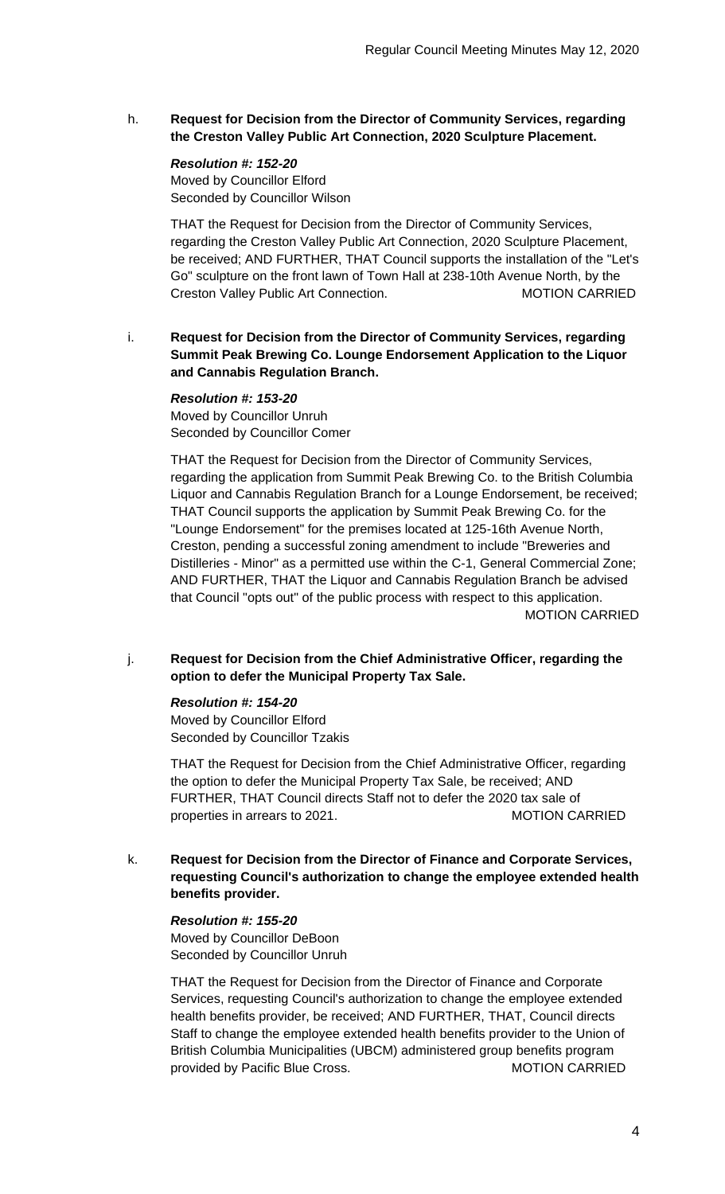h. **Request for Decision from the Director of Community Services, regarding the Creston Valley Public Art Connection, 2020 Sculpture Placement.**

***Resolution #: 152-20***
Moved by Councillor Elford
Seconded by Councillor Wilson

THAT the Request for Decision from the Director of Community Services, regarding the Creston Valley Public Art Connection, 2020 Sculpture Placement, be received; AND FURTHER, THAT Council supports the installation of the "Let's Go" sculpture on the front lawn of Town Hall at 238-10th Avenue North, by the Creston Valley Public Art Connection. MOTION CARRIED

i. **Request for Decision from the Director of Community Services, regarding Summit Peak Brewing Co. Lounge Endorsement Application to the Liquor and Cannabis Regulation Branch.**

***Resolution #: 153-20***
Moved by Councillor Unruh
Seconded by Councillor Comer

THAT the Request for Decision from the Director of Community Services, regarding the application from Summit Peak Brewing Co. to the British Columbia Liquor and Cannabis Regulation Branch for a Lounge Endorsement, be received; THAT Council supports the application by Summit Peak Brewing Co. for the "Lounge Endorsement" for the premises located at 125-16th Avenue North, Creston, pending a successful zoning amendment to include "Breweries and Distilleries - Minor" as a permitted use within the C-1, General Commercial Zone; AND FURTHER, THAT the Liquor and Cannabis Regulation Branch be advised that Council "opts out" of the public process with respect to this application. MOTION CARRIED

j. **Request for Decision from the Chief Administrative Officer, regarding the option to defer the Municipal Property Tax Sale.**

***Resolution #: 154-20***
Moved by Councillor Elford
Seconded by Councillor Tzakis

THAT the Request for Decision from the Chief Administrative Officer, regarding the option to defer the Municipal Property Tax Sale, be received; AND FURTHER, THAT Council directs Staff not to defer the 2020 tax sale of properties in arrears to 2021. MOTION CARRIED

k. **Request for Decision from the Director of Finance and Corporate Services, requesting Council's authorization to change the employee extended health benefits provider.**

***Resolution #: 155-20***
Moved by Councillor DeBoon
Seconded by Councillor Unruh

THAT the Request for Decision from the Director of Finance and Corporate Services, requesting Council's authorization to change the employee extended health benefits provider, be received; AND FURTHER, THAT, Council directs Staff to change the employee extended health benefits provider to the Union of British Columbia Municipalities (UBCM) administered group benefits program provided by Pacific Blue Cross. MOTION CARRIED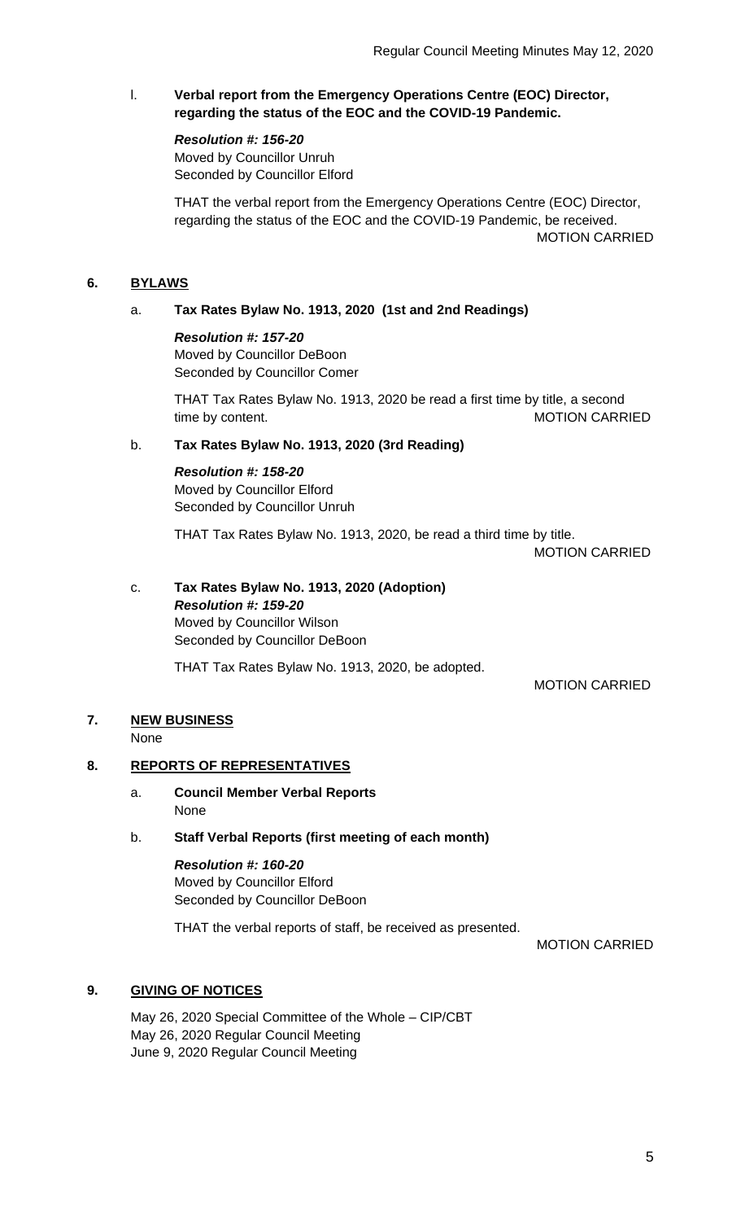l. **Verbal report from the Emergency Operations Centre (EOC) Director, regarding the status of the EOC and the COVID-19 Pandemic.**

***Resolution #: 156-20***
Moved by Councillor Unruh
Seconded by Councillor Elford

THAT the verbal report from the Emergency Operations Centre (EOC) Director, regarding the status of the EOC and the COVID-19 Pandemic, be received.

MOTION CARRIED

## 6. BYLAWS

a. **Tax Rates Bylaw No. 1913, 2020 (1st and 2nd Readings)**

***Resolution #: 157-20***
Moved by Councillor DeBoon
Seconded by Councillor Comer

THAT Tax Rates Bylaw No. 1913, 2020 be read a first time by title, a second time by content.

MOTION CARRIED

b. **Tax Rates Bylaw No. 1913, 2020 (3rd Reading)**

***Resolution #: 158-20***
Moved by Councillor Elford
Seconded by Councillor Unruh

THAT Tax Rates Bylaw No. 1913, 2020, be read a third time by title.

MOTION CARRIED

c. **Tax Rates Bylaw No. 1913, 2020 (Adoption)**

***Resolution #: 159-20***
Moved by Councillor Wilson
Seconded by Councillor DeBoon

THAT Tax Rates Bylaw No. 1913, 2020, be adopted.

MOTION CARRIED

## 7. NEW BUSINESS

None

## 8. REPORTS OF REPRESENTATIVES

a. **Council Member Verbal Reports**
None

b. **Staff Verbal Reports (first meeting of each month)**

***Resolution #: 160-20***
Moved by Councillor Elford
Seconded by Councillor DeBoon

THAT the verbal reports of staff, be received as presented.

MOTION CARRIED

## 9. GIVING OF NOTICES

May 26, 2020 Special Committee of the Whole – CIP/CBT
May 26, 2020 Regular Council Meeting
June 9, 2020 Regular Council Meeting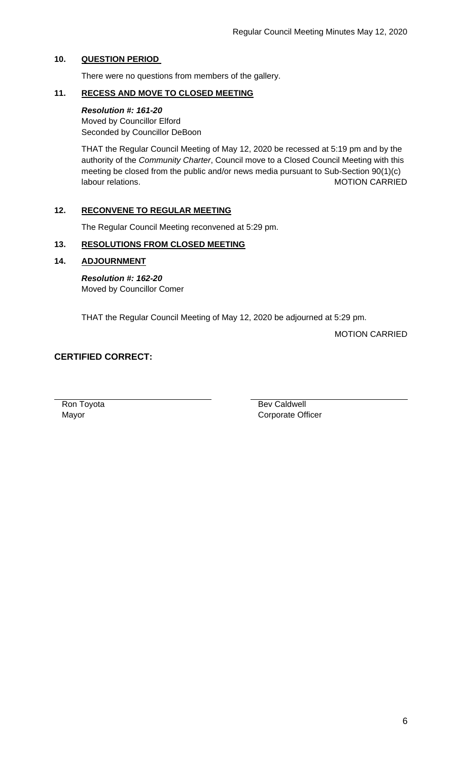## 10. QUESTION PERIOD

There were no questions from members of the gallery.

## 11. RECESS AND MOVE TO CLOSED MEETING

***Resolution #: 161-20***
Moved by Councillor Elford
Seconded by Councillor DeBoon

THAT the Regular Council Meeting of May 12, 2020 be recessed at 5:19 pm and by the authority of the *Community Charter*, Council move to a Closed Council Meeting with this meeting be closed from the public and/or news media pursuant to Sub-Section 90(1)(c) labour relations. MOTION CARRIED

## 12. RECONVENE TO REGULAR MEETING

The Regular Council Meeting reconvened at 5:29 pm.

## 13. RESOLUTIONS FROM CLOSED MEETING

## 14. ADJOURNMENT

***Resolution #: 162-20***
Moved by Councillor Comer

THAT the Regular Council Meeting of May 12, 2020 be adjourned at 5:29 pm.

MOTION CARRIED

**CERTIFIED CORRECT:**

Ron Toyota
Mayor

Bev Caldwell
Corporate Officer